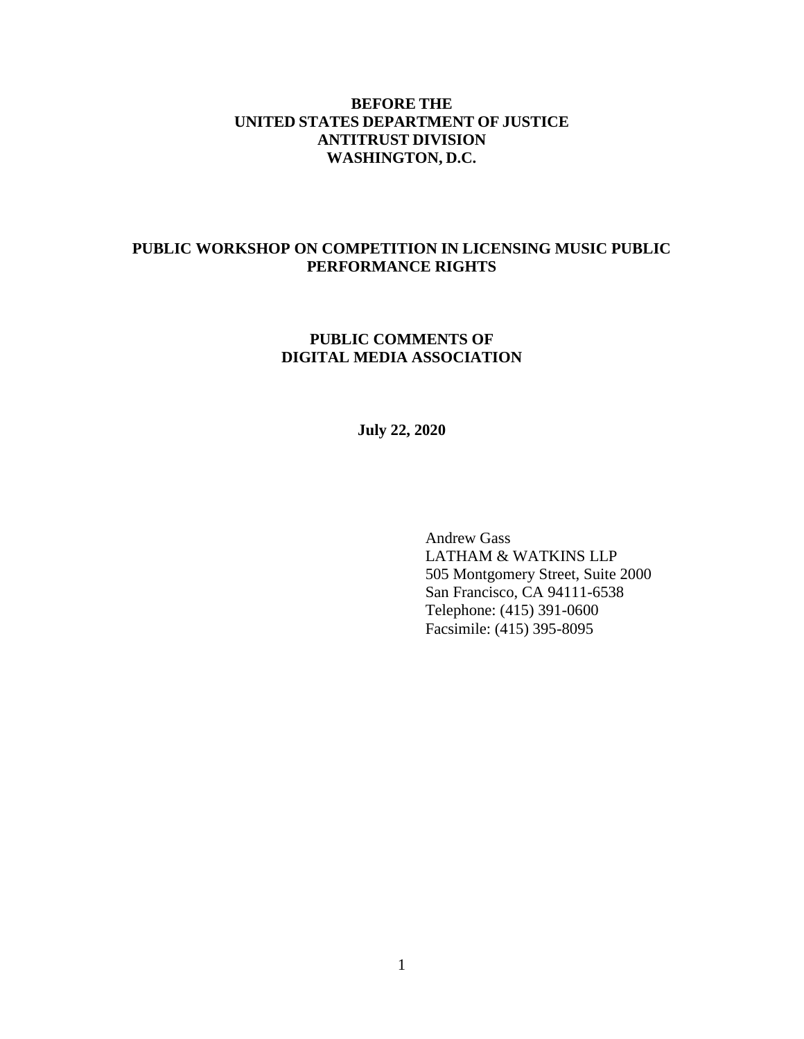**BEFORE THE**
**UNITED STATES DEPARTMENT OF JUSTICE**
**ANTITRUST DIVISION**
**WASHINGTON, D.C.**

**PUBLIC WORKSHOP ON COMPETITION IN LICENSING MUSIC PUBLIC PERFORMANCE RIGHTS**

**PUBLIC COMMENTS OF**
**DIGITAL MEDIA ASSOCIATION**

**July 22, 2020**

Andrew Gass
LATHAM & WATKINS LLP
505 Montgomery Street, Suite 2000
San Francisco, CA 94111-6538
Telephone: (415) 391-0600
Facsimile: (415) 395-8095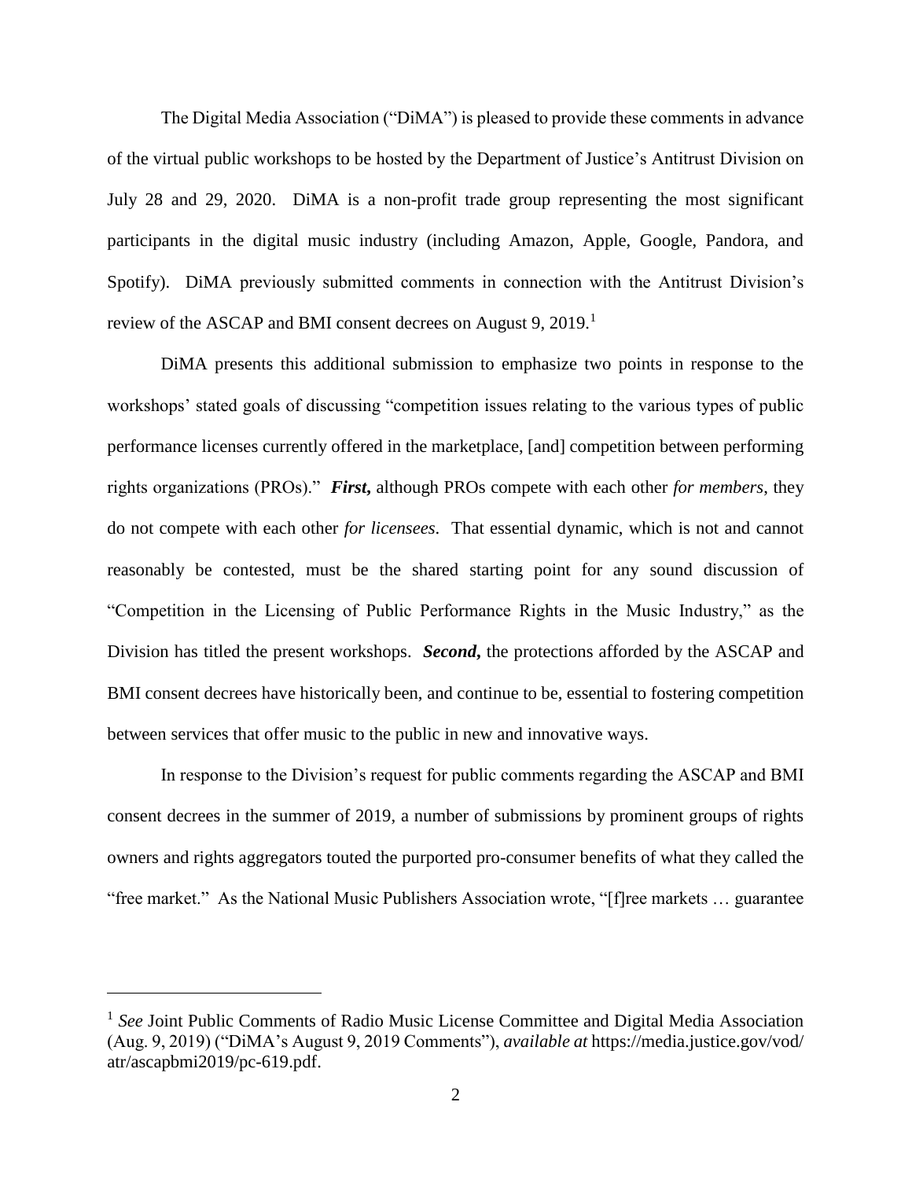The Digital Media Association ("DiMA") is pleased to provide these comments in advance of the virtual public workshops to be hosted by the Department of Justice's Antitrust Division on July 28 and 29, 2020. DiMA is a non-profit trade group representing the most significant participants in the digital music industry (including Amazon, Apple, Google, Pandora, and Spotify). DiMA previously submitted comments in connection with the Antitrust Division's review of the ASCAP and BMI consent decrees on August 9, 2019.[1]

DiMA presents this additional submission to emphasize two points in response to the workshops' stated goals of discussing "competition issues relating to the various types of public performance licenses currently offered in the marketplace, [and] competition between performing rights organizations (PROs)." ***First,*** although PROs compete with each other *for members*, they do not compete with each other *for licensees*. That essential dynamic, which is not and cannot reasonably be contested, must be the shared starting point for any sound discussion of "Competition in the Licensing of Public Performance Rights in the Music Industry," as the Division has titled the present workshops. ***Second,*** the protections afforded by the ASCAP and BMI consent decrees have historically been, and continue to be, essential to fostering competition between services that offer music to the public in new and innovative ways.

In response to the Division's request for public comments regarding the ASCAP and BMI consent decrees in the summer of 2019, a number of submissions by prominent groups of rights owners and rights aggregators touted the purported pro-consumer benefits of what they called the "free market." As the National Music Publishers Association wrote, "[f]ree markets … guarantee

---

[1] *See* Joint Public Comments of Radio Music License Committee and Digital Media Association (Aug. 9, 2019) ("DiMA's August 9, 2019 Comments"), *available at* https://media.justice.gov/vod/atr/ascapbmi2019/pc-619.pdf.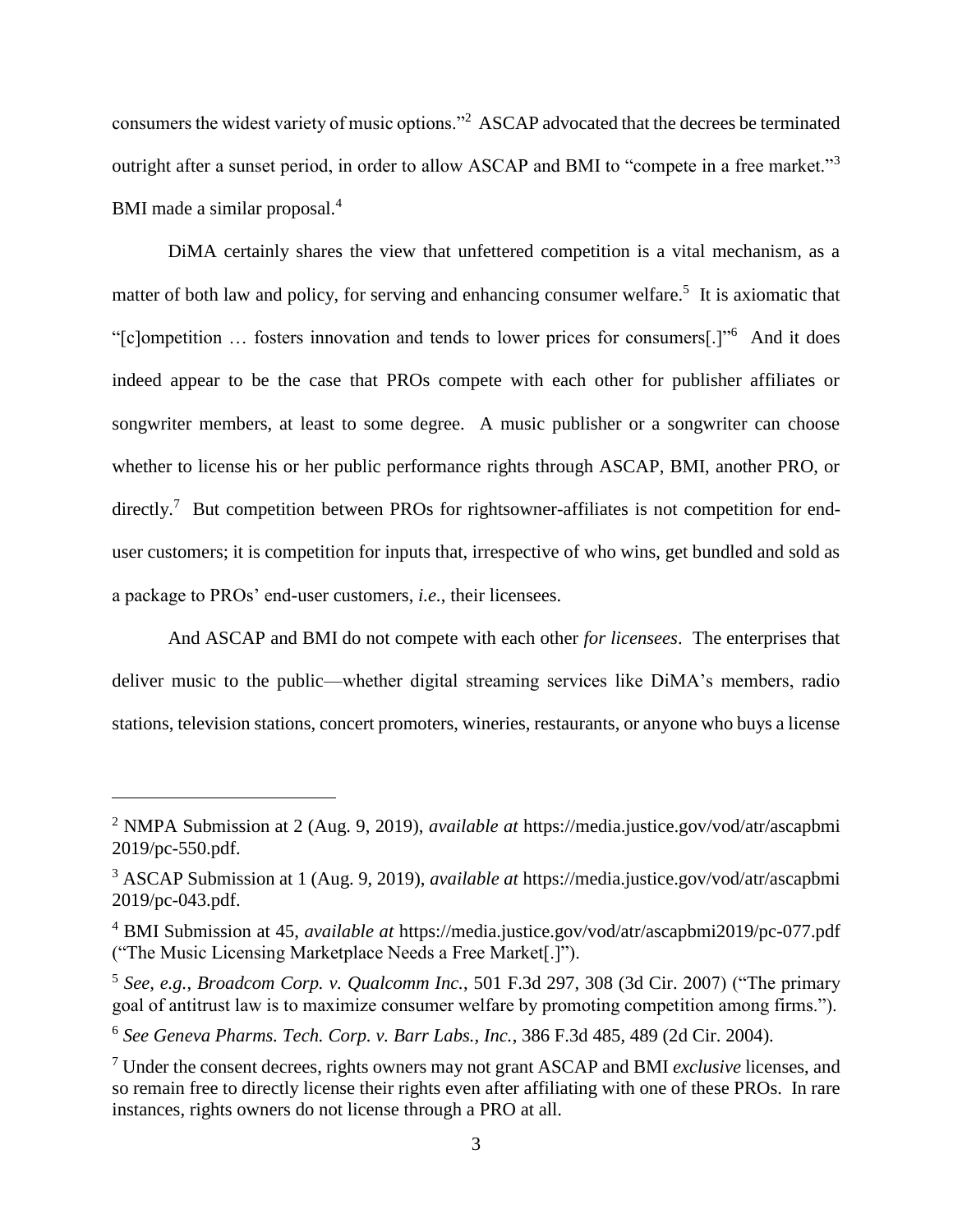consumers the widest variety of music options."[2] ASCAP advocated that the decrees be terminated outright after a sunset period, in order to allow ASCAP and BMI to "compete in a free market."[3] BMI made a similar proposal.[4]

DiMA certainly shares the view that unfettered competition is a vital mechanism, as a matter of both law and policy, for serving and enhancing consumer welfare.[5] It is axiomatic that "[c]ompetition … fosters innovation and tends to lower prices for consumers[.]"[6] And it does indeed appear to be the case that PROs compete with each other for publisher affiliates or songwriter members, at least to some degree. A music publisher or a songwriter can choose whether to license his or her public performance rights through ASCAP, BMI, another PRO, or directly.[7] But competition between PROs for rightsowner-affiliates is not competition for end-user customers; it is competition for inputs that, irrespective of who wins, get bundled and sold as a package to PROs' end-user customers, *i.e.*, their licensees.

And ASCAP and BMI do not compete with each other *for licensees*. The enterprises that deliver music to the public—whether digital streaming services like DiMA's members, radio stations, television stations, concert promoters, wineries, restaurants, or anyone who buys a license

---

[2] NMPA Submission at 2 (Aug. 9, 2019), *available at* https://media.justice.gov/vod/atr/ascapbmi2019/pc-550.pdf.

[3] ASCAP Submission at 1 (Aug. 9, 2019), *available at* https://media.justice.gov/vod/atr/ascapbmi2019/pc-043.pdf.

[4] BMI Submission at 45, *available at* https://media.justice.gov/vod/atr/ascapbmi2019/pc-077.pdf ("The Music Licensing Marketplace Needs a Free Market[.]").

[5] *See, e.g.*, *Broadcom Corp. v. Qualcomm Inc.*, 501 F.3d 297, 308 (3d Cir. 2007) ("The primary goal of antitrust law is to maximize consumer welfare by promoting competition among firms.").

[6] *See Geneva Pharms. Tech. Corp. v. Barr Labs., Inc.*, 386 F.3d 485, 489 (2d Cir. 2004).

[7] Under the consent decrees, rights owners may not grant ASCAP and BMI *exclusive* licenses, and so remain free to directly license their rights even after affiliating with one of these PROs. In rare instances, rights owners do not license through a PRO at all.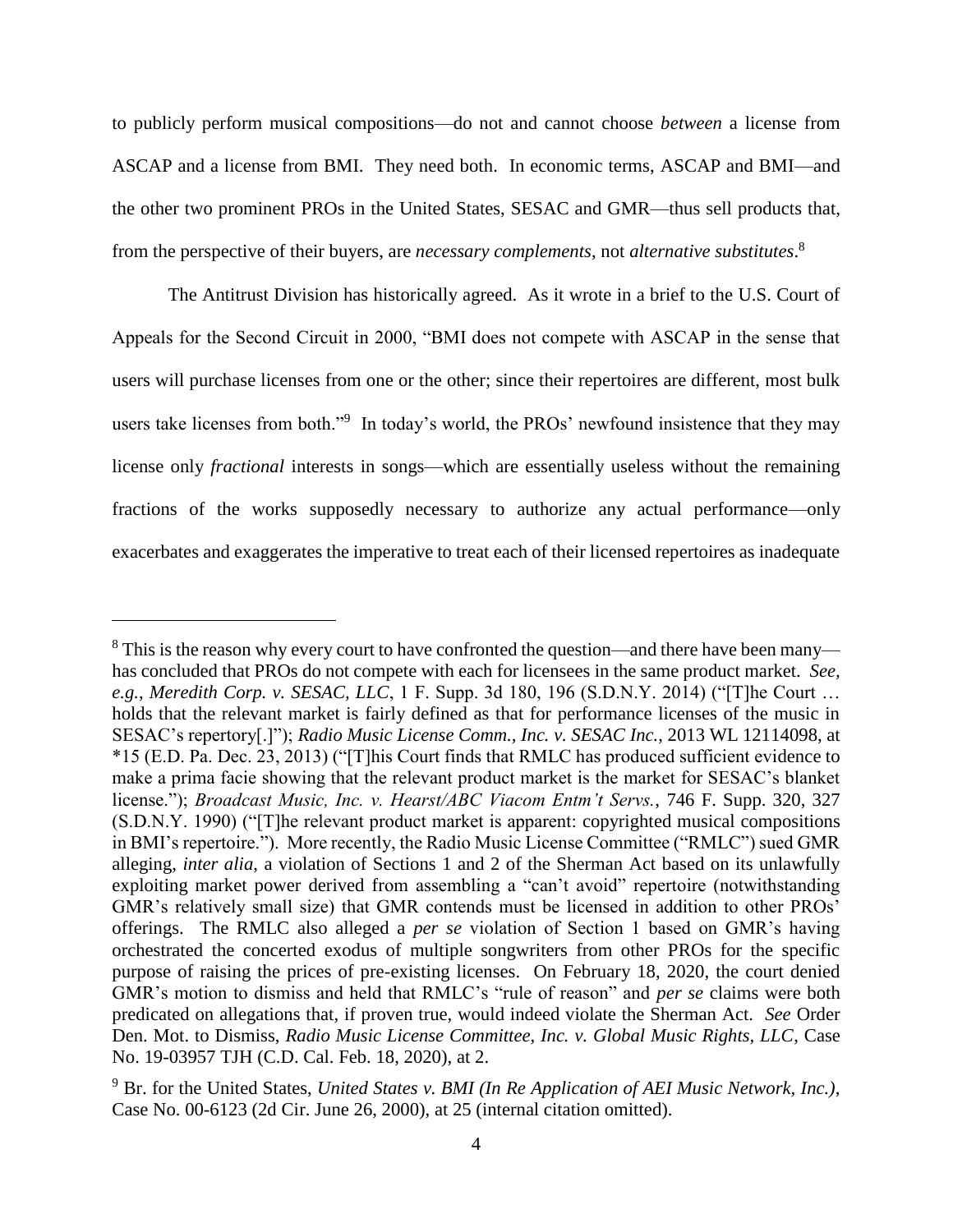to publicly perform musical compositions—do not and cannot choose *between* a license from ASCAP and a license from BMI. They need both. In economic terms, ASCAP and BMI—and the other two prominent PROs in the United States, SESAC and GMR—thus sell products that, from the perspective of their buyers, are *necessary complements*, not *alternative substitutes*.[8]

The Antitrust Division has historically agreed. As it wrote in a brief to the U.S. Court of Appeals for the Second Circuit in 2000, "BMI does not compete with ASCAP in the sense that users will purchase licenses from one or the other; since their repertoires are different, most bulk users take licenses from both."[9] In today's world, the PROs' newfound insistence that they may license only *fractional* interests in songs—which are essentially useless without the remaining fractions of the works supposedly necessary to authorize any actual performance—only exacerbates and exaggerates the imperative to treat each of their licensed repertoires as inadequate

---

[8] This is the reason why every court to have confronted the question—and there have been many—has concluded that PROs do not compete with each for licensees in the same product market. *See, e.g.*, *Meredith Corp. v. SESAC, LLC*, 1 F. Supp. 3d 180, 196 (S.D.N.Y. 2014) ("[T]he Court … holds that the relevant market is fairly defined as that for performance licenses of the music in SESAC's repertory[.]"); *Radio Music License Comm., Inc. v. SESAC Inc.*, 2013 WL 12114098, at *15 (E.D. Pa. Dec. 23, 2013) ("[T]his Court finds that RMLC has produced sufficient evidence to make a prima facie showing that the relevant product market is the market for SESAC's blanket license."); *Broadcast Music, Inc. v. Hearst/ABC Viacom Entm't Servs.*, 746 F. Supp. 320, 327 (S.D.N.Y. 1990) ("[T]he relevant product market is apparent: copyrighted musical compositions in BMI's repertoire."). More recently, the Radio Music License Committee ("RMLC") sued GMR alleging, *inter alia*, a violation of Sections 1 and 2 of the Sherman Act based on its unlawfully exploiting market power derived from assembling a "can't avoid" repertoire (notwithstanding GMR's relatively small size) that GMR contends must be licensed in addition to other PROs' offerings. The RMLC also alleged a *per se* violation of Section 1 based on GMR's having orchestrated the concerted exodus of multiple songwriters from other PROs for the specific purpose of raising the prices of pre-existing licenses. On February 18, 2020, the court denied GMR's motion to dismiss and held that RMLC's "rule of reason" and *per se* claims were both predicated on allegations that, if proven true, would indeed violate the Sherman Act. *See* Order Den. Mot. to Dismiss, *Radio Music License Committee, Inc. v. Global Music Rights, LLC*, Case No. 19-03957 TJH (C.D. Cal. Feb. 18, 2020), at 2.

[9] Br. for the United States, *United States v. BMI (In Re Application of AEI Music Network, Inc.)*, Case No. 00-6123 (2d Cir. June 26, 2000), at 25 (internal citation omitted).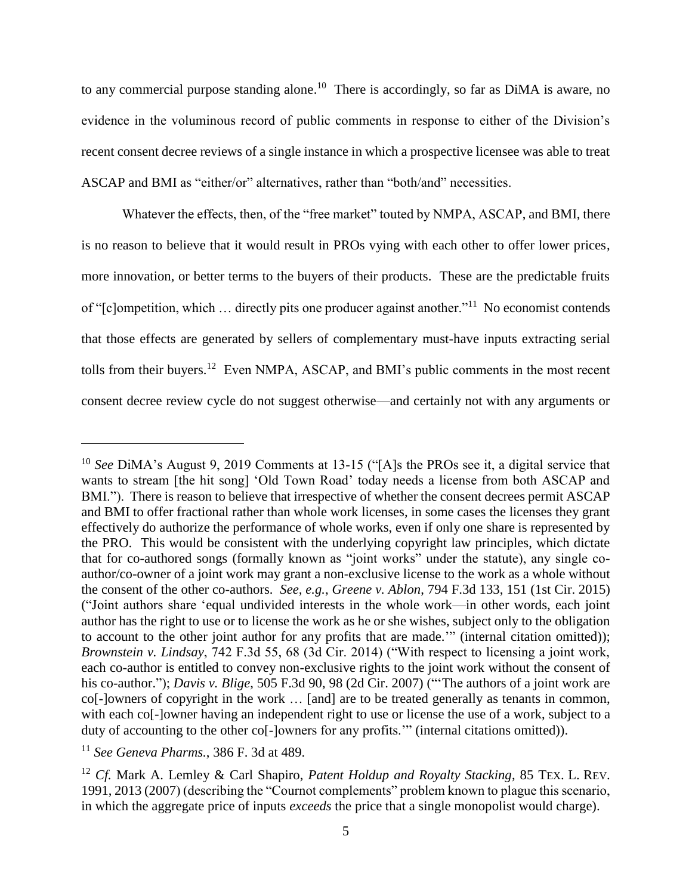to any commercial purpose standing alone.[10] There is accordingly, so far as DiMA is aware, no evidence in the voluminous record of public comments in response to either of the Division's recent consent decree reviews of a single instance in which a prospective licensee was able to treat ASCAP and BMI as "either/or" alternatives, rather than "both/and" necessities.

Whatever the effects, then, of the "free market" touted by NMPA, ASCAP, and BMI, there is no reason to believe that it would result in PROs vying with each other to offer lower prices, more innovation, or better terms to the buyers of their products. These are the predictable fruits of "[c]ompetition, which … directly pits one producer against another."[11] No economist contends that those effects are generated by sellers of complementary must-have inputs extracting serial tolls from their buyers.[12] Even NMPA, ASCAP, and BMI's public comments in the most recent consent decree review cycle do not suggest otherwise—and certainly not with any arguments or

---

[10] *See* DiMA's August 9, 2019 Comments at 13-15 ("[A]s the PROs see it, a digital service that wants to stream [the hit song] 'Old Town Road' today needs a license from both ASCAP and BMI."). There is reason to believe that irrespective of whether the consent decrees permit ASCAP and BMI to offer fractional rather than whole work licenses, in some cases the licenses they grant effectively do authorize the performance of whole works, even if only one share is represented by the PRO. This would be consistent with the underlying copyright law principles, which dictate that for co-authored songs (formally known as "joint works" under the statute), any single co-author/co-owner of a joint work may grant a non-exclusive license to the work as a whole without the consent of the other co-authors. *See, e.g.*, *Greene v. Ablon*, 794 F.3d 133, 151 (1st Cir. 2015) ("Joint authors share 'equal undivided interests in the whole work—in other words, each joint author has the right to use or to license the work as he or she wishes, subject only to the obligation to account to the other joint author for any profits that are made.'" (internal citation omitted)); *Brownstein v. Lindsay*, 742 F.3d 55, 68 (3d Cir. 2014) ("With respect to licensing a joint work, each co-author is entitled to convey non-exclusive rights to the joint work without the consent of his co-author."); *Davis v. Blige*, 505 F.3d 90, 98 (2d Cir. 2007) ("'The authors of a joint work are co[-]owners of copyright in the work … [and] are to be treated generally as tenants in common, with each co[-]owner having an independent right to use or license the use of a work, subject to a duty of accounting to the other co[-]owners for any profits.'" (internal citations omitted)).

[11] *See Geneva Pharms.*, 386 F. 3d at 489.

[12] *Cf.* Mark A. Lemley & Carl Shapiro, *Patent Holdup and Royalty Stacking*, 85 TEX. L. REV. 1991, 2013 (2007) (describing the "Cournot complements" problem known to plague this scenario, in which the aggregate price of inputs *exceeds* the price that a single monopolist would charge).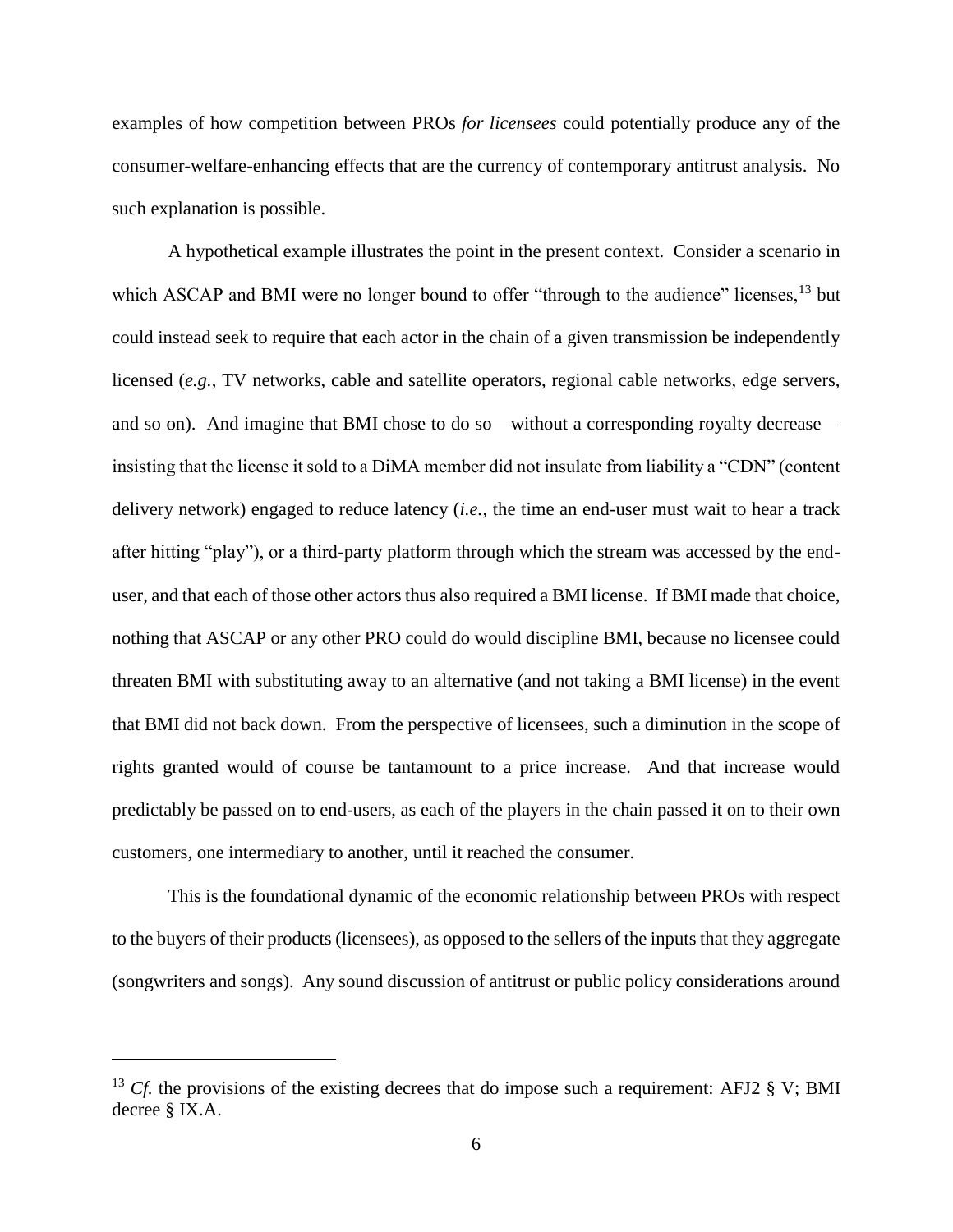examples of how competition between PROs *for licensees* could potentially produce any of the consumer-welfare-enhancing effects that are the currency of contemporary antitrust analysis. No such explanation is possible.

A hypothetical example illustrates the point in the present context. Consider a scenario in which ASCAP and BMI were no longer bound to offer "through to the audience" licenses,[13] but could instead seek to require that each actor in the chain of a given transmission be independently licensed (*e.g.*, TV networks, cable and satellite operators, regional cable networks, edge servers, and so on). And imagine that BMI chose to do so—without a corresponding royalty decrease—insisting that the license it sold to a DiMA member did not insulate from liability a "CDN" (content delivery network) engaged to reduce latency (*i.e.*, the time an end-user must wait to hear a track after hitting "play"), or a third-party platform through which the stream was accessed by the end-user, and that each of those other actors thus also required a BMI license. If BMI made that choice, nothing that ASCAP or any other PRO could do would discipline BMI, because no licensee could threaten BMI with substituting away to an alternative (and not taking a BMI license) in the event that BMI did not back down. From the perspective of licensees, such a diminution in the scope of rights granted would of course be tantamount to a price increase. And that increase would predictably be passed on to end-users, as each of the players in the chain passed it on to their own customers, one intermediary to another, until it reached the consumer.

This is the foundational dynamic of the economic relationship between PROs with respect to the buyers of their products (licensees), as opposed to the sellers of the inputs that they aggregate (songwriters and songs). Any sound discussion of antitrust or public policy considerations around

---

[13] *Cf.* the provisions of the existing decrees that do impose such a requirement: AFJ2 § V; BMI decree § IX.A.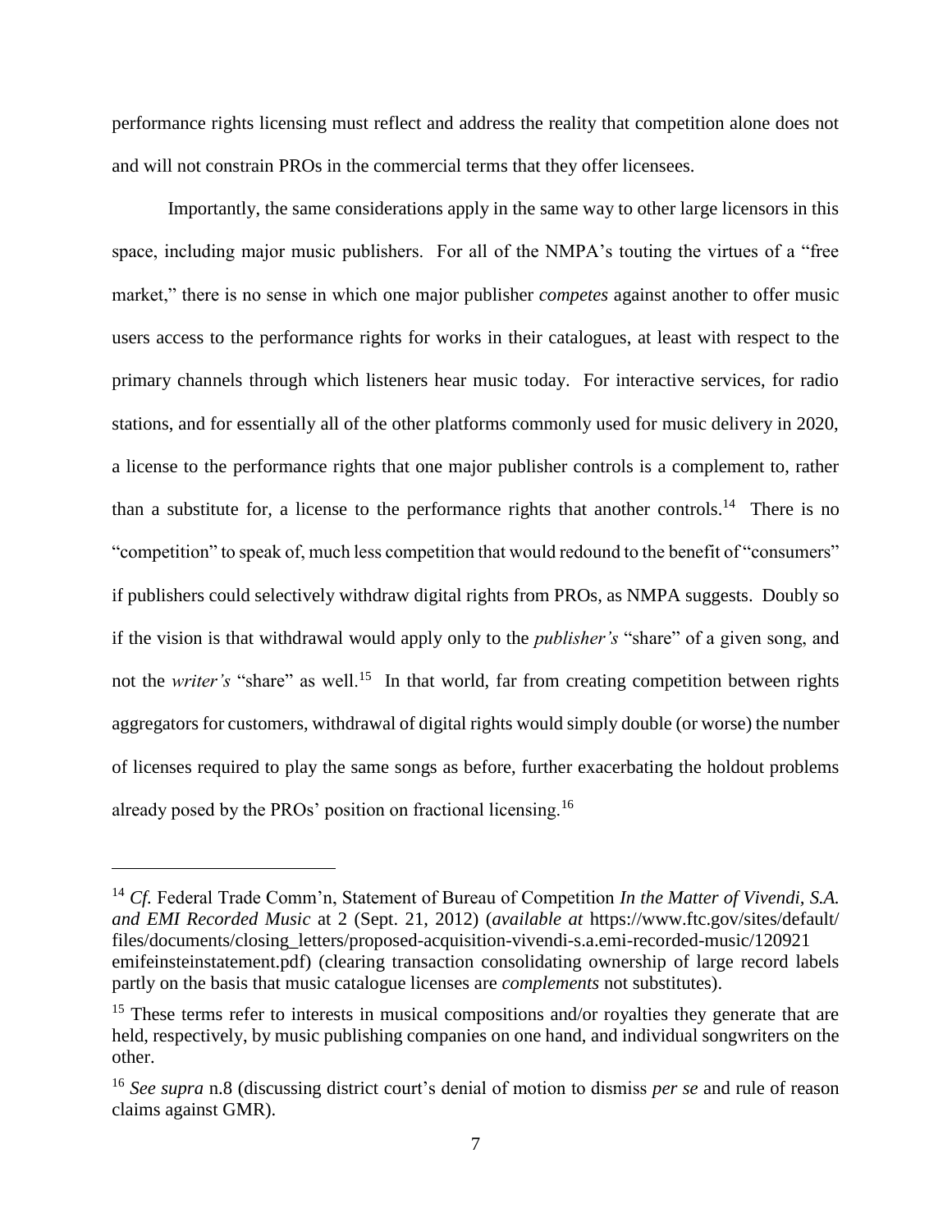performance rights licensing must reflect and address the reality that competition alone does not and will not constrain PROs in the commercial terms that they offer licensees.

Importantly, the same considerations apply in the same way to other large licensors in this space, including major music publishers. For all of the NMPA's touting the virtues of a "free market," there is no sense in which one major publisher *competes* against another to offer music users access to the performance rights for works in their catalogues, at least with respect to the primary channels through which listeners hear music today. For interactive services, for radio stations, and for essentially all of the other platforms commonly used for music delivery in 2020, a license to the performance rights that one major publisher controls is a complement to, rather than a substitute for, a license to the performance rights that another controls.[14] There is no "competition" to speak of, much less competition that would redound to the benefit of "consumers" if publishers could selectively withdraw digital rights from PROs, as NMPA suggests. Doubly so if the vision is that withdrawal would apply only to the *publisher's* "share" of a given song, and not the *writer's* "share" as well.[15] In that world, far from creating competition between rights aggregators for customers, withdrawal of digital rights would simply double (or worse) the number of licenses required to play the same songs as before, further exacerbating the holdout problems already posed by the PROs' position on fractional licensing.[16]

---

[14] *Cf.* Federal Trade Comm'n, Statement of Bureau of Competition *In the Matter of Vivendi, S.A. and EMI Recorded Music* at 2 (Sept. 21, 2012) (*available at* https://www.ftc.gov/sites/default/files/documents/closing_letters/proposed-acquisition-vivendi-s.a.emi-recorded-music/120921emifeinsteinstatement.pdf) (clearing transaction consolidating ownership of large record labels partly on the basis that music catalogue licenses are *complements* not substitutes).

[15] These terms refer to interests in musical compositions and/or royalties they generate that are held, respectively, by music publishing companies on one hand, and individual songwriters on the other.

[16] *See supra* n.8 (discussing district court's denial of motion to dismiss *per se* and rule of reason claims against GMR).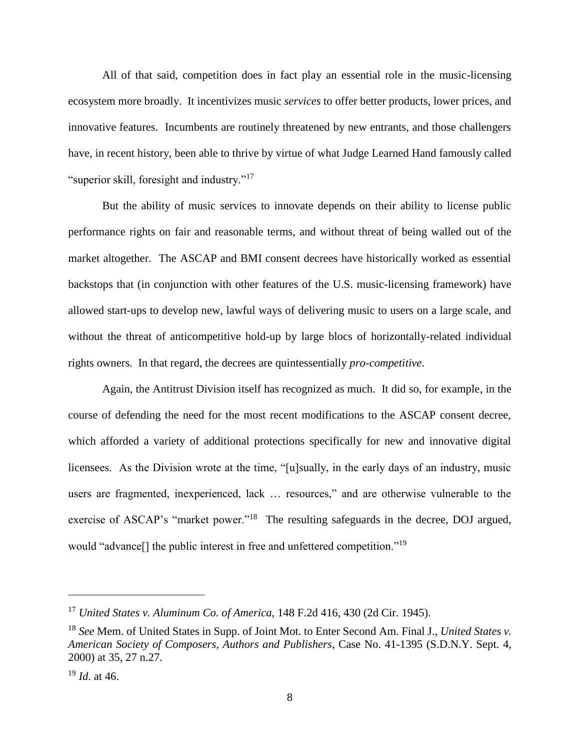All of that said, competition does in fact play an essential role in the music-licensing ecosystem more broadly. It incentivizes music *services* to offer better products, lower prices, and innovative features. Incumbents are routinely threatened by new entrants, and those challengers have, in recent history, been able to thrive by virtue of what Judge Learned Hand famously called "superior skill, foresight and industry."[17]

But the ability of music services to innovate depends on their ability to license public performance rights on fair and reasonable terms, and without threat of being walled out of the market altogether. The ASCAP and BMI consent decrees have historically worked as essential backstops that (in conjunction with other features of the U.S. music-licensing framework) have allowed start-ups to develop new, lawful ways of delivering music to users on a large scale, and without the threat of anticompetitive hold-up by large blocs of horizontally-related individual rights owners. In that regard, the decrees are quintessentially *pro-competitive*.

Again, the Antitrust Division itself has recognized as much. It did so, for example, in the course of defending the need for the most recent modifications to the ASCAP consent decree, which afforded a variety of additional protections specifically for new and innovative digital licensees. As the Division wrote at the time, "[u]sually, in the early days of an industry, music users are fragmented, inexperienced, lack … resources," and are otherwise vulnerable to the exercise of ASCAP's "market power."[18] The resulting safeguards in the decree, DOJ argued, would "advance[] the public interest in free and unfettered competition."[19]

---

[17] *United States v. Aluminum Co. of America*, 148 F.2d 416, 430 (2d Cir. 1945).

[18] *See* Mem. of United States in Supp. of Joint Mot. to Enter Second Am. Final J., *United States v. American Society of Composers, Authors and Publishers*, Case No. 41-1395 (S.D.N.Y. Sept. 4, 2000) at 35, 27 n.27.

[19] *Id*. at 46.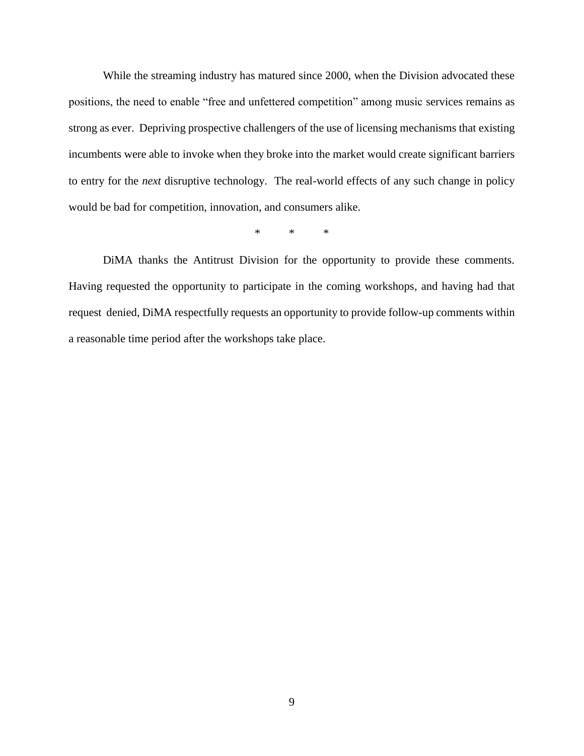While the streaming industry has matured since 2000, when the Division advocated these positions, the need to enable "free and unfettered competition" among music services remains as strong as ever. Depriving prospective challengers of the use of licensing mechanisms that existing incumbents were able to invoke when they broke into the market would create significant barriers to entry for the *next* disruptive technology. The real-world effects of any such change in policy would be bad for competition, innovation, and consumers alike.

\*       \*       \*

DiMA thanks the Antitrust Division for the opportunity to provide these comments. Having requested the opportunity to participate in the coming workshops, and having had that request denied, DiMA respectfully requests an opportunity to provide follow-up comments within a reasonable time period after the workshops take place.